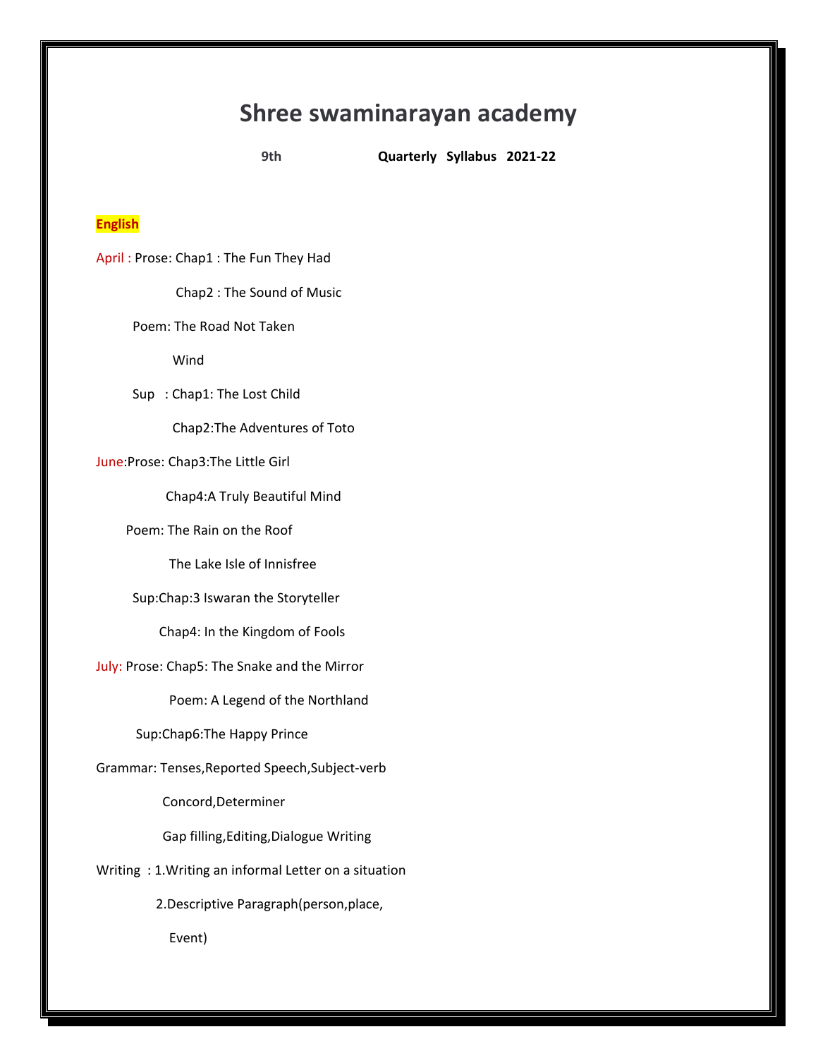# Shree swaminarayan academy

**9th** **Quarterly Syllabus 2021-22**

**English**

April : Prose: Chap1 : The Fun They Had

Chap2 : The Sound of Music

Poem: The Road Not Taken

Wind

Sup : Chap1: The Lost Child

Chap2:The Adventures of Toto

June:Prose: Chap3:The Little Girl

Chap4:A Truly Beautiful Mind

Poem: The Rain on the Roof

The Lake Isle of Innisfree

Sup:Chap:3 Iswaran the Storyteller

Chap4: In the Kingdom of Fools

July: Prose: Chap5: The Snake and the Mirror

Poem: A Legend of the Northland

Sup:Chap6:The Happy Prince

Grammar: Tenses,Reported Speech,Subject-verb Concord,Determiner

Gap filling,Editing,Dialogue Writing

Writing : 1.Writing an informal Letter on a situation

2.Descriptive Paragraph(person,place, Event)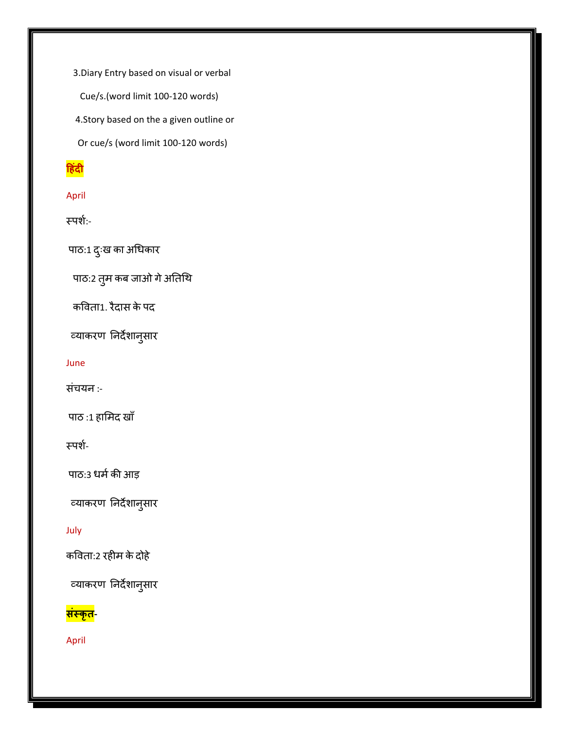3.Diary Entry based on visual or verbal

Cue/s.(word limit 100-120 words)

4.Story based on the a given outline or

Or cue/s (word limit 100-120 words)

**हिंदी**

April

स्पर्श:-

पाठ:1 दु:ख का अधिकार

पाठ:2 तुम कब जाओ गे अतिथि

कविता1. रैदास के पद

व्याकरण निर्देशानुसार

June

संचयन :-

पाठ :1 हामिद खाँ

स्पर्श-

पाठ:3 धर्म की आड़

व्याकरण निर्देशानुसार

July

कविता:2 रहीम के दोहे

व्याकरण निर्देशानुसार

**संस्कृत**-

April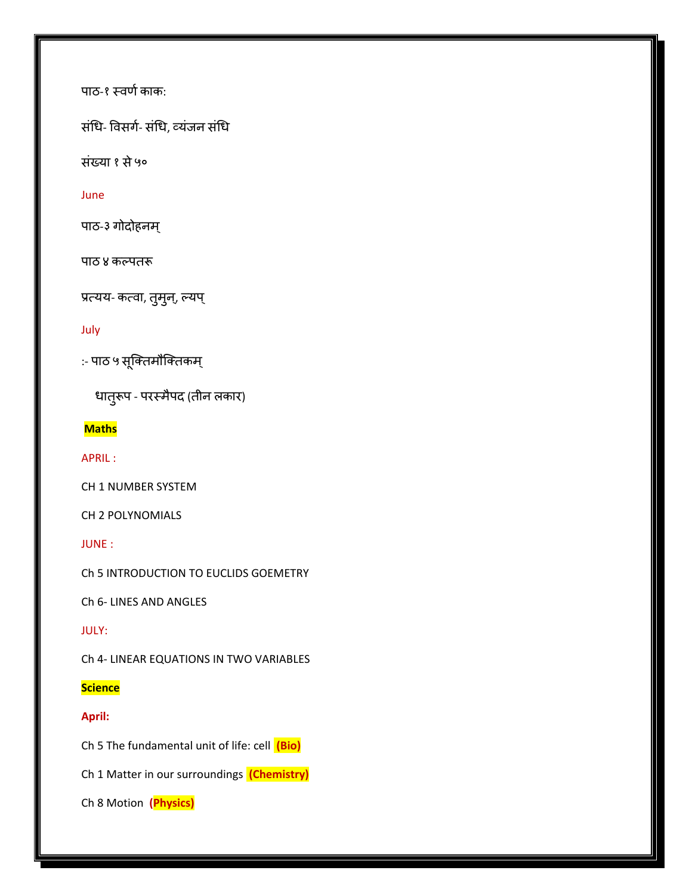पाठ-१ स्वर्ण काक:

संधि- विसर्ग- संधि, व्यंजन संधि

संख्या १ से ५०

June

पाठ-३ गोदोहनम्

पाठ ४ कल्पतरू

प्रत्यय- कत्वा, तुमुन्, ल्यप्

July

:- पाठ ५ सूक्तिमौक्तिकम्

धातुरूप - परस्मैपद (तीन लकार)

**Maths**

APRIL :

CH 1 NUMBER SYSTEM

CH 2 POLYNOMIALS

JUNE :

Ch 5 INTRODUCTION TO EUCLIDS GOEMETRY

Ch 6- LINES AND ANGLES

JULY:

Ch 4- LINEAR EQUATIONS IN TWO VARIABLES

**Science**

**April:**

Ch 5 The fundamental unit of life: cell **(Bio)**

Ch 1 Matter in our surroundings **(Chemistry)**

Ch 8 Motion **(Physics)**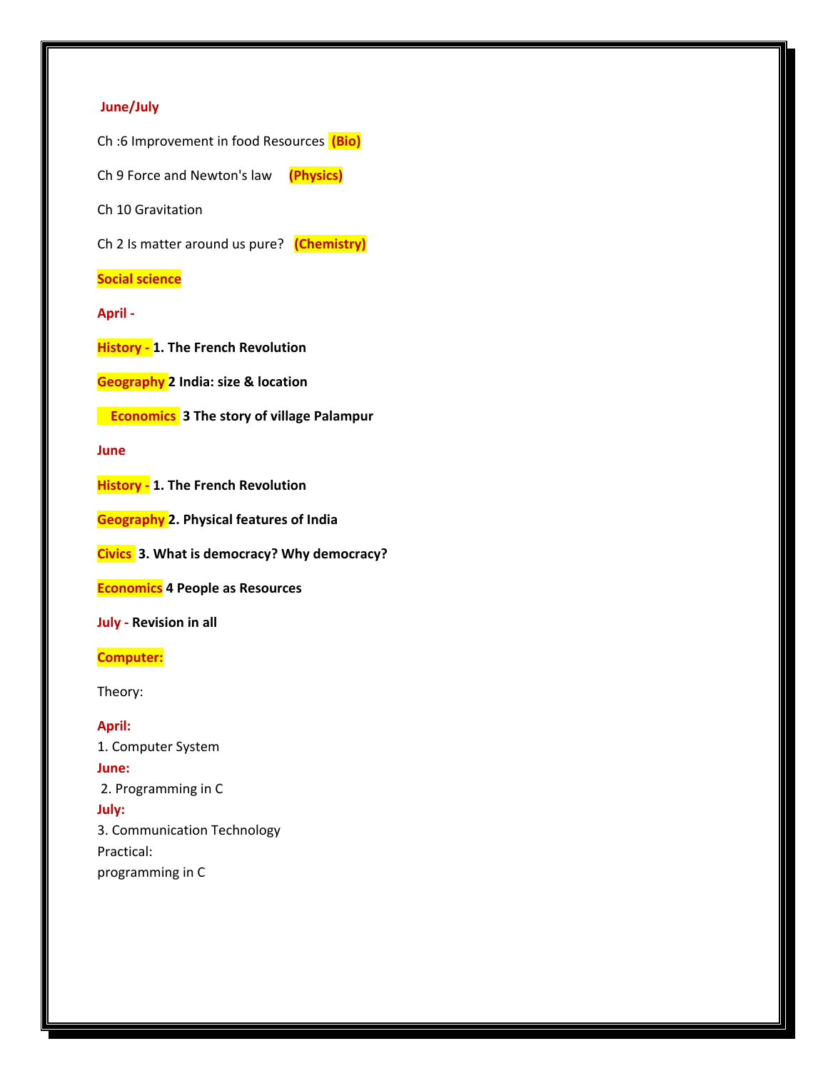**June/July**

Ch :6 Improvement in food Resources **(Bio)**

Ch 9 Force and Newton's law **(Physics)**

Ch 10 Gravitation

Ch 2 Is matter around us pure? **(Chemistry)**

**Social science**

**April -**

**History - 1. The French Revolution**

**Geography 2 India: size & location**

**Economics 3 The story of village Palampur**

**June**

**History - 1. The French Revolution**

**Geography 2. Physical features of India**

**Civics 3. What is democracy? Why democracy?**

**Economics 4 People as Resources**

**July - Revision in all**

**Computer:**

Theory:

**April:**
1. Computer System

**June:**
2. Programming in C

**July:**
3. Communication Technology

Practical:
programming in C